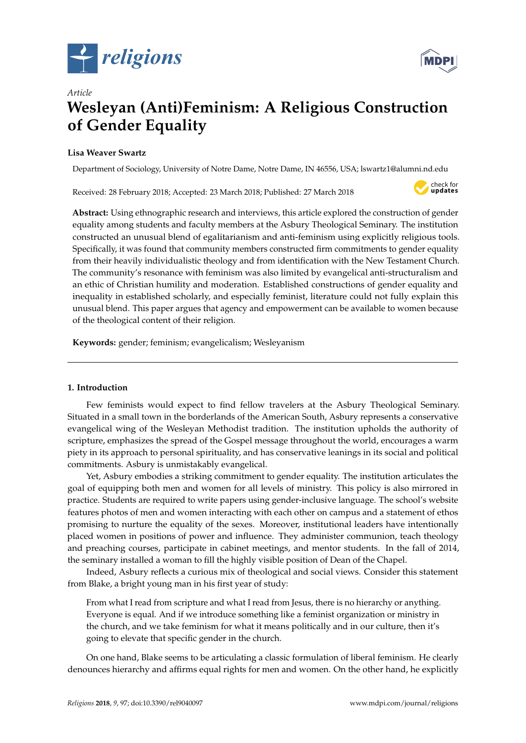*Article*

# Wesleyan (Anti)Feminism: A Religious Construction of Gender Equality

**Lisa Weaver Swartz**

Department of Sociology, University of Notre Dame, Notre Dame, IN 46556, USA; lswartz1@alumni.nd.edu

Received: 28 February 2018; Accepted: 23 March 2018; Published: 27 March 2018

**Abstract:** Using ethnographic research and interviews, this article explored the construction of gender equality among students and faculty members at the Asbury Theological Seminary. The institution constructed an unusual blend of egalitarianism and anti-feminism using explicitly religious tools. Specifically, it was found that community members constructed firm commitments to gender equality from their heavily individualistic theology and from identification with the New Testament Church. The community's resonance with feminism was also limited by evangelical anti-structuralism and an ethic of Christian humility and moderation. Established constructions of gender equality and inequality in established scholarly, and especially feminist, literature could not fully explain this unusual blend. This paper argues that agency and empowerment can be available to women because of the theological content of their religion.

**Keywords:** gender; feminism; evangelicalism; Wesleyanism

## 1. Introduction

Few feminists would expect to find fellow travelers at the Asbury Theological Seminary. Situated in a small town in the borderlands of the American South, Asbury represents a conservative evangelical wing of the Wesleyan Methodist tradition. The institution upholds the authority of scripture, emphasizes the spread of the Gospel message throughout the world, encourages a warm piety in its approach to personal spirituality, and has conservative leanings in its social and political commitments. Asbury is unmistakably evangelical.

Yet, Asbury embodies a striking commitment to gender equality. The institution articulates the goal of equipping both men and women for all levels of ministry. This policy is also mirrored in practice. Students are required to write papers using gender-inclusive language. The school's website features photos of men and women interacting with each other on campus and a statement of ethos promising to nurture the equality of the sexes. Moreover, institutional leaders have intentionally placed women in positions of power and influence. They administer communion, teach theology and preaching courses, participate in cabinet meetings, and mentor students. In the fall of 2014, the seminary installed a woman to fill the highly visible position of Dean of the Chapel.

Indeed, Asbury reflects a curious mix of theological and social views. Consider this statement from Blake, a bright young man in his first year of study:

> From what I read from scripture and what I read from Jesus, there is no hierarchy or anything. Everyone is equal. And if we introduce something like a feminist organization or ministry in the church, and we take feminism for what it means politically and in our culture, then it's going to elevate that specific gender in the church.

On one hand, Blake seems to be articulating a classic formulation of liberal feminism. He clearly denounces hierarchy and affirms equal rights for men and women. On the other hand, he explicitly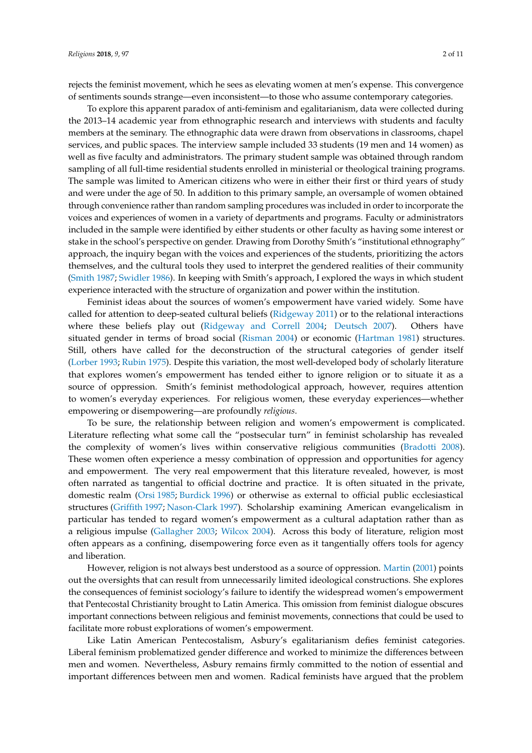rejects the feminist movement, which he sees as elevating women at men's expense. This convergence of sentiments sounds strange—even inconsistent—to those who assume contemporary categories.

To explore this apparent paradox of anti-feminism and egalitarianism, data were collected during the 2013–14 academic year from ethnographic research and interviews with students and faculty members at the seminary. The ethnographic data were drawn from observations in classrooms, chapel services, and public spaces. The interview sample included 33 students (19 men and 14 women) as well as five faculty and administrators. The primary student sample was obtained through random sampling of all full-time residential students enrolled in ministerial or theological training programs. The sample was limited to American citizens who were in either their first or third years of study and were under the age of 50. In addition to this primary sample, an oversample of women obtained through convenience rather than random sampling procedures was included in order to incorporate the voices and experiences of women in a variety of departments and programs. Faculty or administrators included in the sample were identified by either students or other faculty as having some interest or stake in the school's perspective on gender. Drawing from Dorothy Smith's "institutional ethnography" approach, the inquiry began with the voices and experiences of the students, prioritizing the actors themselves, and the cultural tools they used to interpret the gendered realities of their community (Smith 1987; Swidler 1986). In keeping with Smith's approach, I explored the ways in which student experience interacted with the structure of organization and power within the institution.

Feminist ideas about the sources of women's empowerment have varied widely. Some have called for attention to deep-seated cultural beliefs (Ridgeway 2011) or to the relational interactions where these beliefs play out (Ridgeway and Correll 2004; Deutsch 2007). Others have situated gender in terms of broad social (Risman 2004) or economic (Hartman 1981) structures. Still, others have called for the deconstruction of the structural categories of gender itself (Lorber 1993; Rubin 1975). Despite this variation, the most well-developed body of scholarly literature that explores women's empowerment has tended either to ignore religion or to situate it as a source of oppression. Smith's feminist methodological approach, however, requires attention to women's everyday experiences. For religious women, these everyday experiences—whether empowering or disempowering—are profoundly *religious*.

To be sure, the relationship between religion and women's empowerment is complicated. Literature reflecting what some call the "postsecular turn" in feminist scholarship has revealed the complexity of women's lives within conservative religious communities (Bradotti 2008). These women often experience a messy combination of oppression and opportunities for agency and empowerment. The very real empowerment that this literature revealed, however, is most often narrated as tangential to official doctrine and practice. It is often situated in the private, domestic realm (Orsi 1985; Burdick 1996) or otherwise as external to official public ecclesiastical structures (Griffith 1997; Nason-Clark 1997). Scholarship examining American evangelicalism in particular has tended to regard women's empowerment as a cultural adaptation rather than as a religious impulse (Gallagher 2003; Wilcox 2004). Across this body of literature, religion most often appears as a confining, disempowering force even as it tangentially offers tools for agency and liberation.

However, religion is not always best understood as a source of oppression. Martin (2001) points out the oversights that can result from unnecessarily limited ideological constructions. She explores the consequences of feminist sociology's failure to identify the widespread women's empowerment that Pentecostal Christianity brought to Latin America. This omission from feminist dialogue obscures important connections between religious and feminist movements, connections that could be used to facilitate more robust explorations of women's empowerment.

Like Latin American Pentecostalism, Asbury's egalitarianism defies feminist categories. Liberal feminism problematized gender difference and worked to minimize the differences between men and women. Nevertheless, Asbury remains firmly committed to the notion of essential and important differences between men and women. Radical feminists have argued that the problem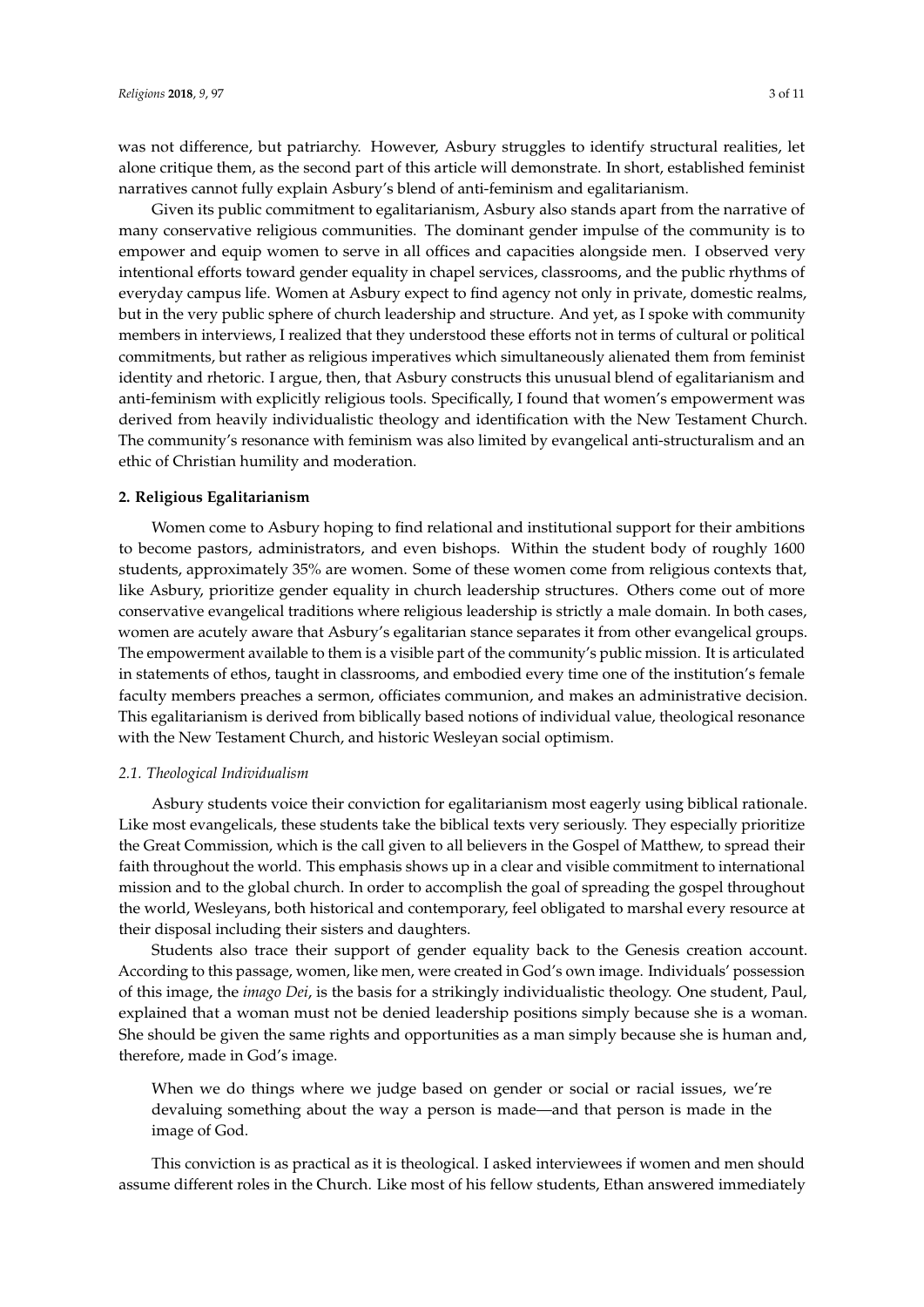was not difference, but patriarchy. However, Asbury struggles to identify structural realities, let alone critique them, as the second part of this article will demonstrate. In short, established feminist narratives cannot fully explain Asbury's blend of anti-feminism and egalitarianism.

Given its public commitment to egalitarianism, Asbury also stands apart from the narrative of many conservative religious communities. The dominant gender impulse of the community is to empower and equip women to serve in all offices and capacities alongside men. I observed very intentional efforts toward gender equality in chapel services, classrooms, and the public rhythms of everyday campus life. Women at Asbury expect to find agency not only in private, domestic realms, but in the very public sphere of church leadership and structure. And yet, as I spoke with community members in interviews, I realized that they understood these efforts not in terms of cultural or political commitments, but rather as religious imperatives which simultaneously alienated them from feminist identity and rhetoric. I argue, then, that Asbury constructs this unusual blend of egalitarianism and anti-feminism with explicitly religious tools. Specifically, I found that women's empowerment was derived from heavily individualistic theology and identification with the New Testament Church. The community's resonance with feminism was also limited by evangelical anti-structuralism and an ethic of Christian humility and moderation.

## 2. Religious Egalitarianism

Women come to Asbury hoping to find relational and institutional support for their ambitions to become pastors, administrators, and even bishops. Within the student body of roughly 1600 students, approximately 35% are women. Some of these women come from religious contexts that, like Asbury, prioritize gender equality in church leadership structures. Others come out of more conservative evangelical traditions where religious leadership is strictly a male domain. In both cases, women are acutely aware that Asbury's egalitarian stance separates it from other evangelical groups. The empowerment available to them is a visible part of the community's public mission. It is articulated in statements of ethos, taught in classrooms, and embodied every time one of the institution's female faculty members preaches a sermon, officiates communion, and makes an administrative decision. This egalitarianism is derived from biblically based notions of individual value, theological resonance with the New Testament Church, and historic Wesleyan social optimism.

### *2.1. Theological Individualism*

Asbury students voice their conviction for egalitarianism most eagerly using biblical rationale. Like most evangelicals, these students take the biblical texts very seriously. They especially prioritize the Great Commission, which is the call given to all believers in the Gospel of Matthew, to spread their faith throughout the world. This emphasis shows up in a clear and visible commitment to international mission and to the global church. In order to accomplish the goal of spreading the gospel throughout the world, Wesleyans, both historical and contemporary, feel obligated to marshal every resource at their disposal including their sisters and daughters.

Students also trace their support of gender equality back to the Genesis creation account. According to this passage, women, like men, were created in God's own image. Individuals' possession of this image, the *imago Dei*, is the basis for a strikingly individualistic theology. One student, Paul, explained that a woman must not be denied leadership positions simply because she is a woman. She should be given the same rights and opportunities as a man simply because she is human and, therefore, made in God's image.

> When we do things where we judge based on gender or social or racial issues, we're devaluing something about the way a person is made—and that person is made in the image of God.

This conviction is as practical as it is theological. I asked interviewees if women and men should assume different roles in the Church. Like most of his fellow students, Ethan answered immediately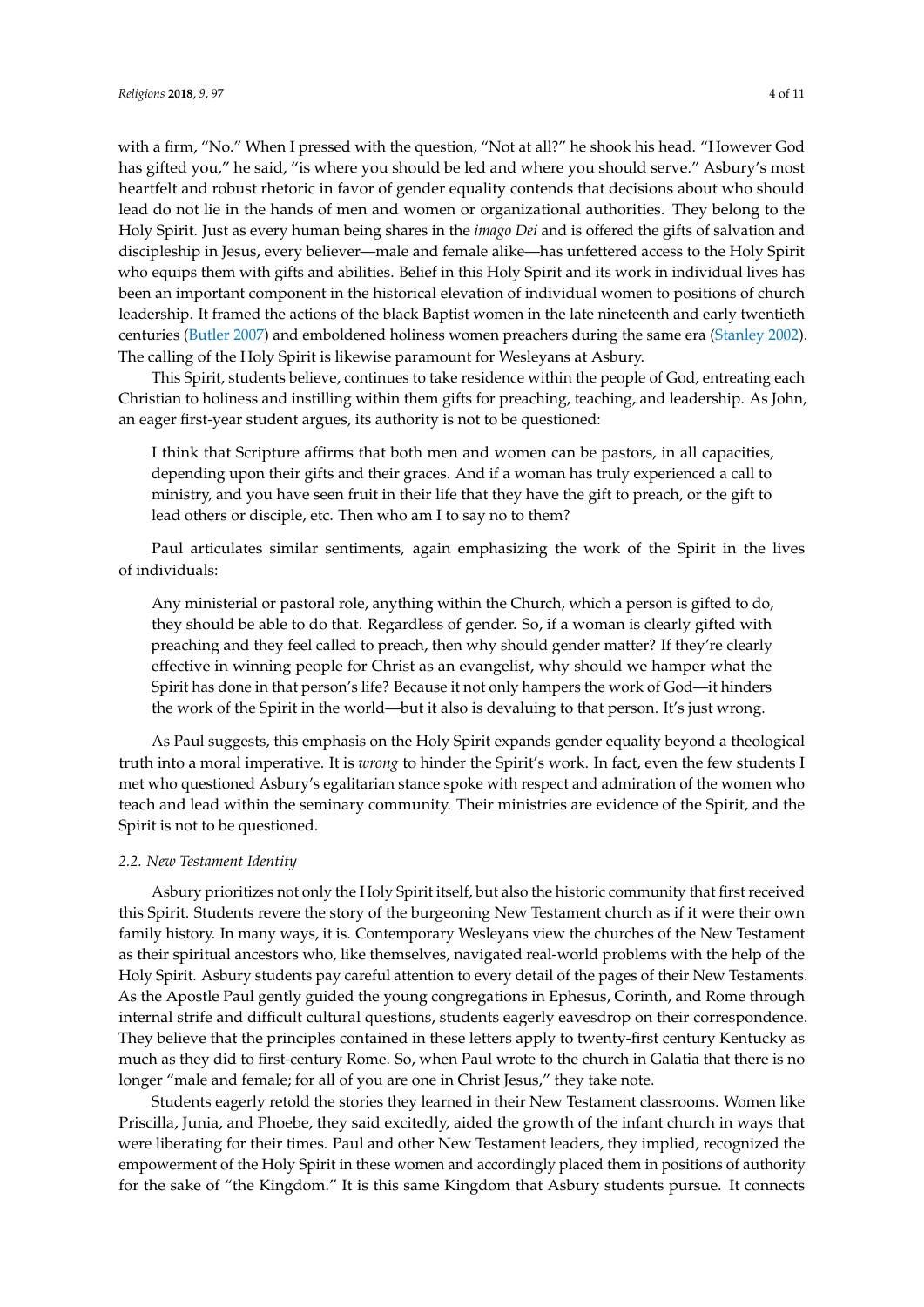with a firm, "No." When I pressed with the question, "Not at all?" he shook his head. "However God has gifted you," he said, "is where you should be led and where you should serve." Asbury's most heartfelt and robust rhetoric in favor of gender equality contends that decisions about who should lead do not lie in the hands of men and women or organizational authorities. They belong to the Holy Spirit. Just as every human being shares in the *imago Dei* and is offered the gifts of salvation and discipleship in Jesus, every believer—male and female alike—has unfettered access to the Holy Spirit who equips them with gifts and abilities. Belief in this Holy Spirit and its work in individual lives has been an important component in the historical elevation of individual women to positions of church leadership. It framed the actions of the black Baptist women in the late nineteenth and early twentieth centuries (Butler 2007) and emboldened holiness women preachers during the same era (Stanley 2002). The calling of the Holy Spirit is likewise paramount for Wesleyans at Asbury.

This Spirit, students believe, continues to take residence within the people of God, entreating each Christian to holiness and instilling within them gifts for preaching, teaching, and leadership. As John, an eager first-year student argues, its authority is not to be questioned:

> I think that Scripture affirms that both men and women can be pastors, in all capacities, depending upon their gifts and their graces. And if a woman has truly experienced a call to ministry, and you have seen fruit in their life that they have the gift to preach, or the gift to lead others or disciple, etc. Then who am I to say no to them?

Paul articulates similar sentiments, again emphasizing the work of the Spirit in the lives of individuals:

> Any ministerial or pastoral role, anything within the Church, which a person is gifted to do, they should be able to do that. Regardless of gender. So, if a woman is clearly gifted with preaching and they feel called to preach, then why should gender matter? If they're clearly effective in winning people for Christ as an evangelist, why should we hamper what the Spirit has done in that person's life? Because it not only hampers the work of God—it hinders the work of the Spirit in the world—but it also is devaluing to that person. It's just wrong.

As Paul suggests, this emphasis on the Holy Spirit expands gender equality beyond a theological truth into a moral imperative. It is *wrong* to hinder the Spirit's work. In fact, even the few students I met who questioned Asbury's egalitarian stance spoke with respect and admiration of the women who teach and lead within the seminary community. Their ministries are evidence of the Spirit, and the Spirit is not to be questioned.

### *2.2. New Testament Identity*

Asbury prioritizes not only the Holy Spirit itself, but also the historic community that first received this Spirit. Students revere the story of the burgeoning New Testament church as if it were their own family history. In many ways, it is. Contemporary Wesleyans view the churches of the New Testament as their spiritual ancestors who, like themselves, navigated real-world problems with the help of the Holy Spirit. Asbury students pay careful attention to every detail of the pages of their New Testaments. As the Apostle Paul gently guided the young congregations in Ephesus, Corinth, and Rome through internal strife and difficult cultural questions, students eagerly eavesdrop on their correspondence. They believe that the principles contained in these letters apply to twenty-first century Kentucky as much as they did to first-century Rome. So, when Paul wrote to the church in Galatia that there is no longer "male and female; for all of you are one in Christ Jesus," they take note.

Students eagerly retold the stories they learned in their New Testament classrooms. Women like Priscilla, Junia, and Phoebe, they said excitedly, aided the growth of the infant church in ways that were liberating for their times. Paul and other New Testament leaders, they implied, recognized the empowerment of the Holy Spirit in these women and accordingly placed them in positions of authority for the sake of "the Kingdom." It is this same Kingdom that Asbury students pursue. It connects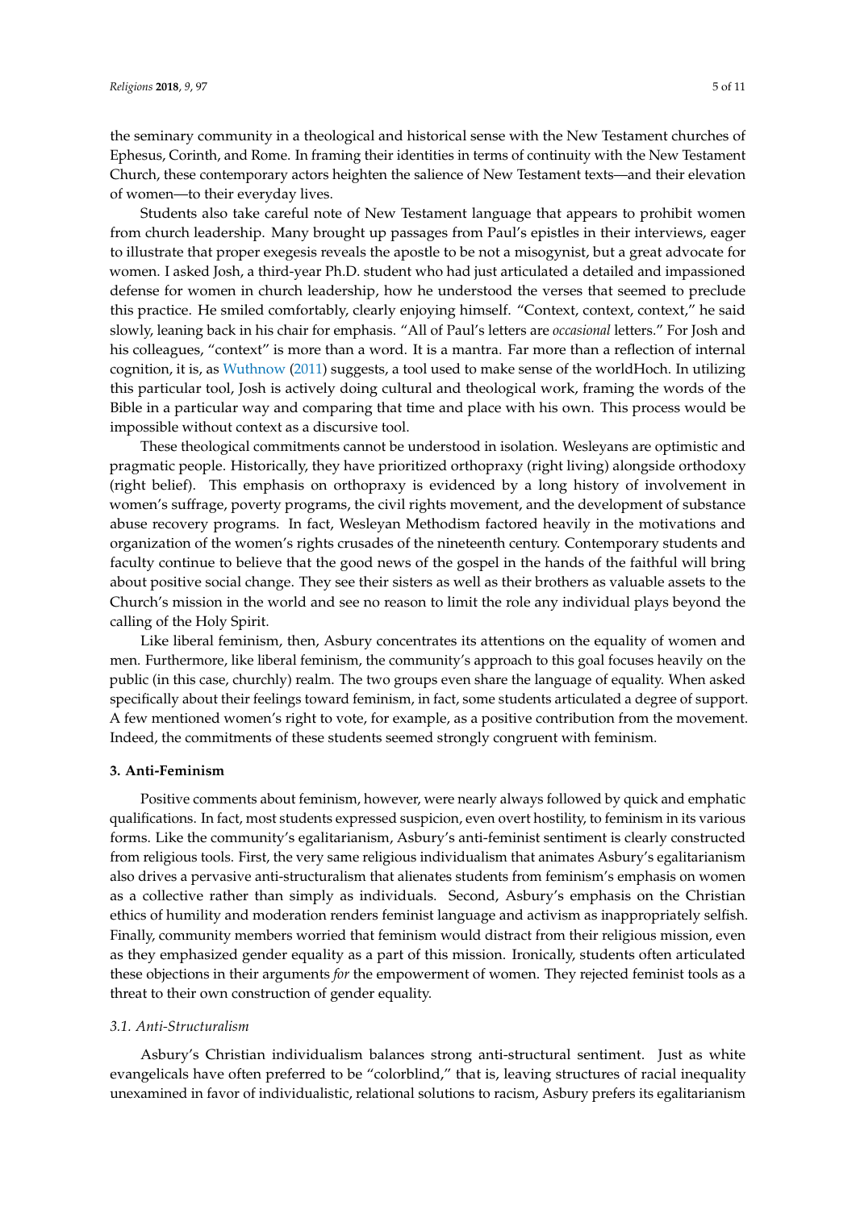the seminary community in a theological and historical sense with the New Testament churches of Ephesus, Corinth, and Rome. In framing their identities in terms of continuity with the New Testament Church, these contemporary actors heighten the salience of New Testament texts—and their elevation of women—to their everyday lives.

Students also take careful note of New Testament language that appears to prohibit women from church leadership. Many brought up passages from Paul's epistles in their interviews, eager to illustrate that proper exegesis reveals the apostle to be not a misogynist, but a great advocate for women. I asked Josh, a third-year Ph.D. student who had just articulated a detailed and impassioned defense for women in church leadership, how he understood the verses that seemed to preclude this practice. He smiled comfortably, clearly enjoying himself. "Context, context, context," he said slowly, leaning back in his chair for emphasis. "All of Paul's letters are *occasional* letters." For Josh and his colleagues, "context" is more than a word. It is a mantra. Far more than a reflection of internal cognition, it is, as Wuthnow (2011) suggests, a tool used to make sense of the worldHoch. In utilizing this particular tool, Josh is actively doing cultural and theological work, framing the words of the Bible in a particular way and comparing that time and place with his own. This process would be impossible without context as a discursive tool.

These theological commitments cannot be understood in isolation. Wesleyans are optimistic and pragmatic people. Historically, they have prioritized orthopraxy (right living) alongside orthodoxy (right belief). This emphasis on orthopraxy is evidenced by a long history of involvement in women's suffrage, poverty programs, the civil rights movement, and the development of substance abuse recovery programs. In fact, Wesleyan Methodism factored heavily in the motivations and organization of the women's rights crusades of the nineteenth century. Contemporary students and faculty continue to believe that the good news of the gospel in the hands of the faithful will bring about positive social change. They see their sisters as well as their brothers as valuable assets to the Church's mission in the world and see no reason to limit the role any individual plays beyond the calling of the Holy Spirit.

Like liberal feminism, then, Asbury concentrates its attentions on the equality of women and men. Furthermore, like liberal feminism, the community's approach to this goal focuses heavily on the public (in this case, churchly) realm. The two groups even share the language of equality. When asked specifically about their feelings toward feminism, in fact, some students articulated a degree of support. A few mentioned women's right to vote, for example, as a positive contribution from the movement. Indeed, the commitments of these students seemed strongly congruent with feminism.

## 3. Anti-Feminism

Positive comments about feminism, however, were nearly always followed by quick and emphatic qualifications. In fact, most students expressed suspicion, even overt hostility, to feminism in its various forms. Like the community's egalitarianism, Asbury's anti-feminist sentiment is clearly constructed from religious tools. First, the very same religious individualism that animates Asbury's egalitarianism also drives a pervasive anti-structuralism that alienates students from feminism's emphasis on women as a collective rather than simply as individuals. Second, Asbury's emphasis on the Christian ethics of humility and moderation renders feminist language and activism as inappropriately selfish. Finally, community members worried that feminism would distract from their religious mission, even as they emphasized gender equality as a part of this mission. Ironically, students often articulated these objections in their arguments *for* the empowerment of women. They rejected feminist tools as a threat to their own construction of gender equality.

### *3.1. Anti-Structuralism*

Asbury's Christian individualism balances strong anti-structural sentiment. Just as white evangelicals have often preferred to be "colorblind," that is, leaving structures of racial inequality unexamined in favor of individualistic, relational solutions to racism, Asbury prefers its egalitarianism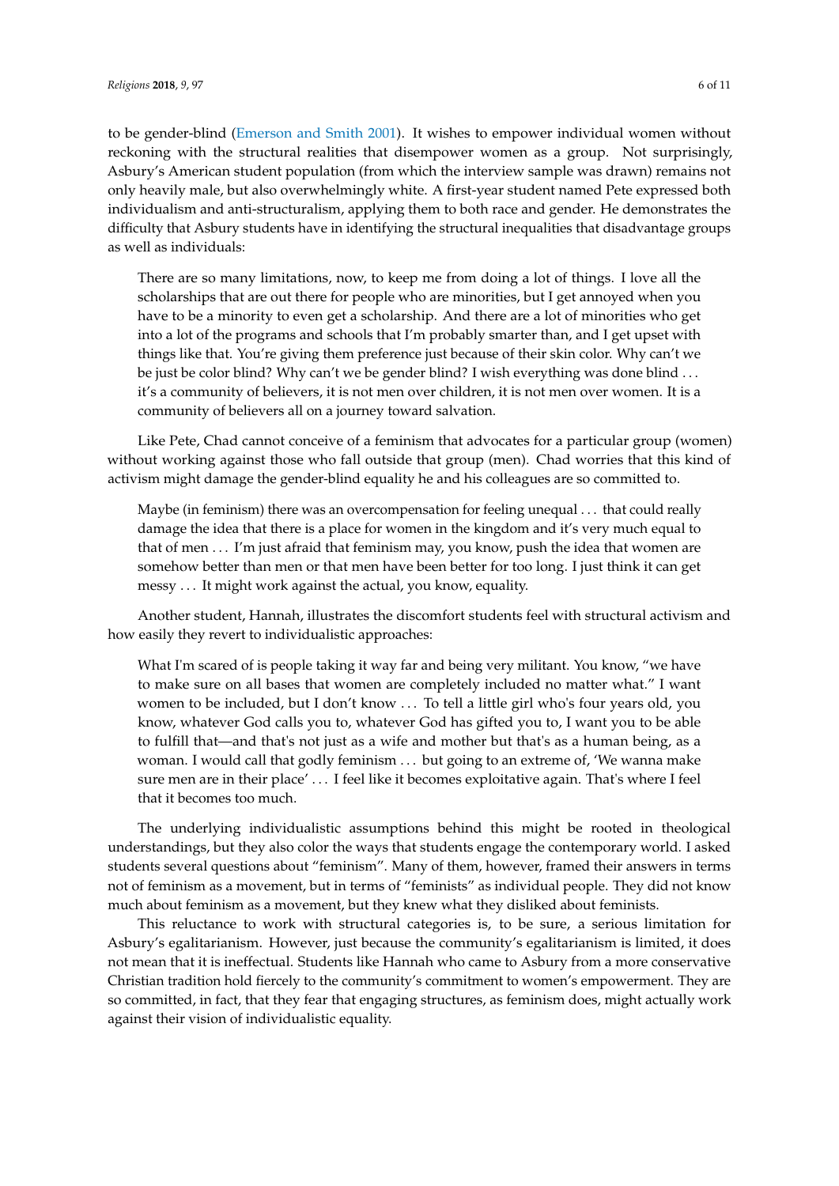to be gender-blind (Emerson and Smith 2001). It wishes to empower individual women without reckoning with the structural realities that disempower women as a group. Not surprisingly, Asbury's American student population (from which the interview sample was drawn) remains not only heavily male, but also overwhelmingly white. A first-year student named Pete expressed both individualism and anti-structuralism, applying them to both race and gender. He demonstrates the difficulty that Asbury students have in identifying the structural inequalities that disadvantage groups as well as individuals:

> There are so many limitations, now, to keep me from doing a lot of things. I love all the scholarships that are out there for people who are minorities, but I get annoyed when you have to be a minority to even get a scholarship. And there are a lot of minorities who get into a lot of the programs and schools that I'm probably smarter than, and I get upset with things like that. You're giving them preference just because of their skin color. Why can't we be just be color blind? Why can't we be gender blind? I wish everything was done blind . . . it's a community of believers, it is not men over children, it is not men over women. It is a community of believers all on a journey toward salvation.

Like Pete, Chad cannot conceive of a feminism that advocates for a particular group (women) without working against those who fall outside that group (men). Chad worries that this kind of activism might damage the gender-blind equality he and his colleagues are so committed to.

> Maybe (in feminism) there was an overcompensation for feeling unequal . . . that could really damage the idea that there is a place for women in the kingdom and it's very much equal to that of men . . . I'm just afraid that feminism may, you know, push the idea that women are somehow better than men or that men have been better for too long. I just think it can get messy . . . It might work against the actual, you know, equality.

Another student, Hannah, illustrates the discomfort students feel with structural activism and how easily they revert to individualistic approaches:

> What I'm scared of is people taking it way far and being very militant. You know, "we have to make sure on all bases that women are completely included no matter what." I want women to be included, but I don't know . . . To tell a little girl who's four years old, you know, whatever God calls you to, whatever God has gifted you to, I want you to be able to fulfill that—and that's not just as a wife and mother but that's as a human being, as a woman. I would call that godly feminism . . . but going to an extreme of, 'We wanna make sure men are in their place' . . . I feel like it becomes exploitative again. That's where I feel that it becomes too much.

The underlying individualistic assumptions behind this might be rooted in theological understandings, but they also color the ways that students engage the contemporary world. I asked students several questions about "feminism". Many of them, however, framed their answers in terms not of feminism as a movement, but in terms of "feminists" as individual people. They did not know much about feminism as a movement, but they knew what they disliked about feminists.

This reluctance to work with structural categories is, to be sure, a serious limitation for Asbury's egalitarianism. However, just because the community's egalitarianism is limited, it does not mean that it is ineffectual. Students like Hannah who came to Asbury from a more conservative Christian tradition hold fiercely to the community's commitment to women's empowerment. They are so committed, in fact, that they fear that engaging structures, as feminism does, might actually work against their vision of individualistic equality.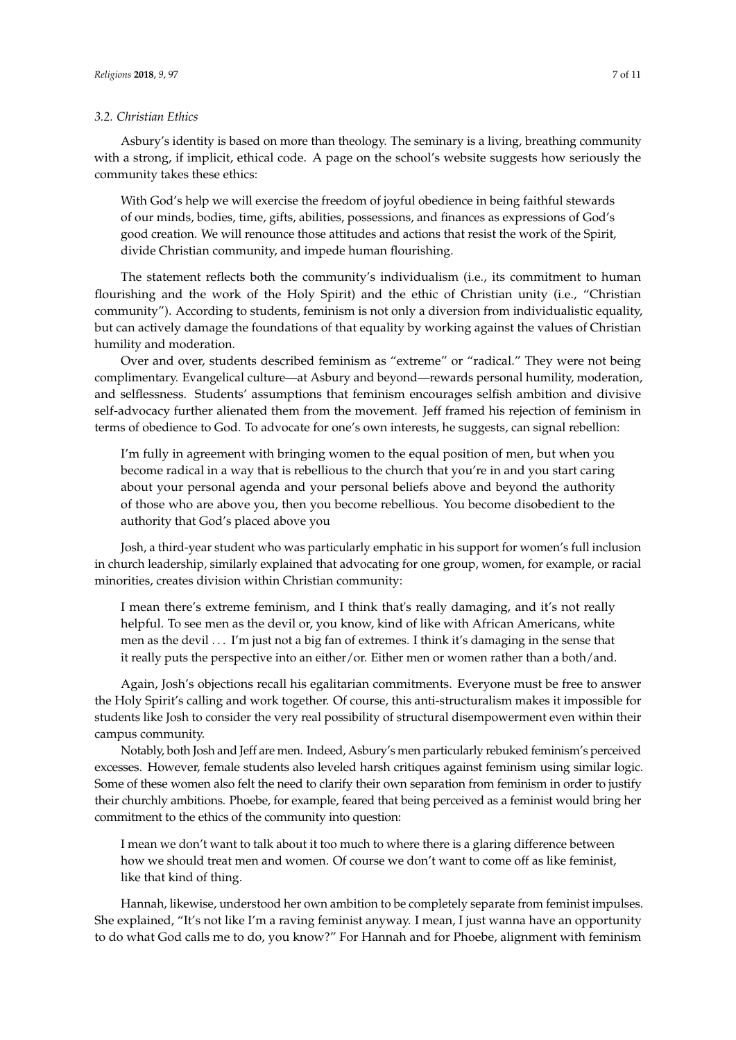### 3.2. Christian Ethics

Asbury's identity is based on more than theology. The seminary is a living, breathing community with a strong, if implicit, ethical code. A page on the school's website suggests how seriously the community takes these ethics:

> With God's help we will exercise the freedom of joyful obedience in being faithful stewards of our minds, bodies, time, gifts, abilities, possessions, and finances as expressions of God's good creation. We will renounce those attitudes and actions that resist the work of the Spirit, divide Christian community, and impede human flourishing.

The statement reflects both the community's individualism (i.e., its commitment to human flourishing and the work of the Holy Spirit) and the ethic of Christian unity (i.e., "Christian community"). According to students, feminism is not only a diversion from individualistic equality, but can actively damage the foundations of that equality by working against the values of Christian humility and moderation.

Over and over, students described feminism as "extreme" or "radical." They were not being complimentary. Evangelical culture—at Asbury and beyond—rewards personal humility, moderation, and selflessness. Students' assumptions that feminism encourages selfish ambition and divisive self-advocacy further alienated them from the movement. Jeff framed his rejection of feminism in terms of obedience to God. To advocate for one's own interests, he suggests, can signal rebellion:

> I'm fully in agreement with bringing women to the equal position of men, but when you become radical in a way that is rebellious to the church that you're in and you start caring about your personal agenda and your personal beliefs above and beyond the authority of those who are above you, then you become rebellious. You become disobedient to the authority that God's placed above you

Josh, a third-year student who was particularly emphatic in his support for women's full inclusion in church leadership, similarly explained that advocating for one group, women, for example, or racial minorities, creates division within Christian community:

> I mean there's extreme feminism, and I think that's really damaging, and it's not really helpful. To see men as the devil or, you know, kind of like with African Americans, white men as the devil . . . I'm just not a big fan of extremes. I think it's damaging in the sense that it really puts the perspective into an either/or. Either men or women rather than a both/and.

Again, Josh's objections recall his egalitarian commitments. Everyone must be free to answer the Holy Spirit's calling and work together. Of course, this anti-structuralism makes it impossible for students like Josh to consider the very real possibility of structural disempowerment even within their campus community.

Notably, both Josh and Jeff are men. Indeed, Asbury's men particularly rebuked feminism's perceived excesses. However, female students also leveled harsh critiques against feminism using similar logic. Some of these women also felt the need to clarify their own separation from feminism in order to justify their churchly ambitions. Phoebe, for example, feared that being perceived as a feminist would bring her commitment to the ethics of the community into question:

> I mean we don't want to talk about it too much to where there is a glaring difference between how we should treat men and women. Of course we don't want to come off as like feminist, like that kind of thing.

Hannah, likewise, understood her own ambition to be completely separate from feminist impulses. She explained, "It's not like I'm a raving feminist anyway. I mean, I just wanna have an opportunity to do what God calls me to do, you know?" For Hannah and for Phoebe, alignment with feminism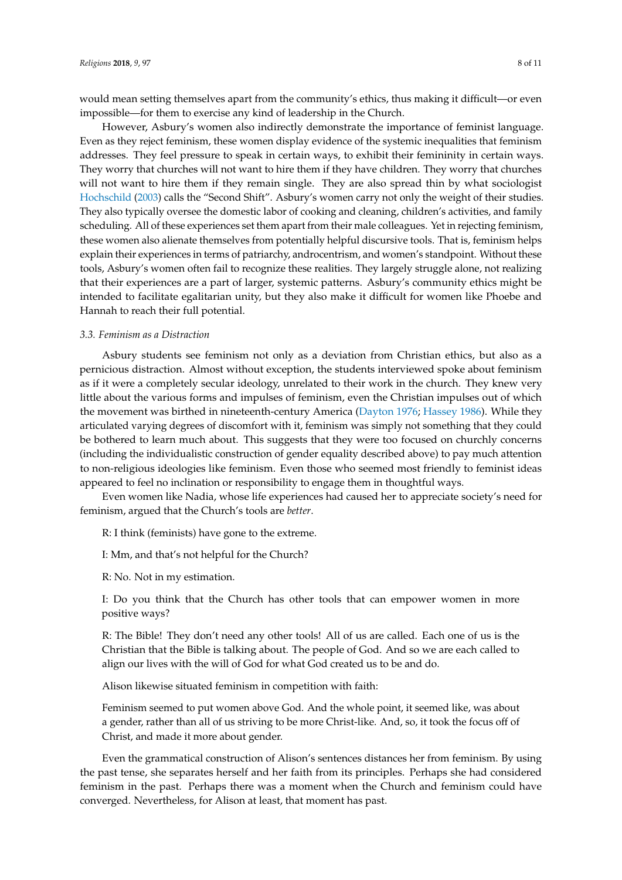would mean setting themselves apart from the community's ethics, thus making it difficult—or even impossible—for them to exercise any kind of leadership in the Church.

However, Asbury's women also indirectly demonstrate the importance of feminist language. Even as they reject feminism, these women display evidence of the systemic inequalities that feminism addresses. They feel pressure to speak in certain ways, to exhibit their femininity in certain ways. They worry that churches will not want to hire them if they have children. They worry that churches will not want to hire them if they remain single. They are also spread thin by what sociologist Hochschild (2003) calls the "Second Shift". Asbury's women carry not only the weight of their studies. They also typically oversee the domestic labor of cooking and cleaning, children's activities, and family scheduling. All of these experiences set them apart from their male colleagues. Yet in rejecting feminism, these women also alienate themselves from potentially helpful discursive tools. That is, feminism helps explain their experiences in terms of patriarchy, androcentrism, and women's standpoint. Without these tools, Asbury's women often fail to recognize these realities. They largely struggle alone, not realizing that their experiences are a part of larger, systemic patterns. Asbury's community ethics might be intended to facilitate egalitarian unity, but they also make it difficult for women like Phoebe and Hannah to reach their full potential.

### 3.3. *Feminism as a Distraction*

Asbury students see feminism not only as a deviation from Christian ethics, but also as a pernicious distraction. Almost without exception, the students interviewed spoke about feminism as if it were a completely secular ideology, unrelated to their work in the church. They knew very little about the various forms and impulses of feminism, even the Christian impulses out of which the movement was birthed in nineteenth-century America (Dayton 1976; Hassey 1986). While they articulated varying degrees of discomfort with it, feminism was simply not something that they could be bothered to learn much about. This suggests that they were too focused on churchly concerns (including the individualistic construction of gender equality described above) to pay much attention to non-religious ideologies like feminism. Even those who seemed most friendly to feminist ideas appeared to feel no inclination or responsibility to engage them in thoughtful ways.

Even women like Nadia, whose life experiences had caused her to appreciate society's need for feminism, argued that the Church's tools are *better*.

> R: I think (feminists) have gone to the extreme.
>
> I: Mm, and that's not helpful for the Church?
>
> R: No. Not in my estimation.
>
> I: Do you think that the Church has other tools that can empower women in more positive ways?
>
> R: The Bible! They don't need any other tools! All of us are called. Each one of us is the Christian that the Bible is talking about. The people of God. And so we are each called to align our lives with the will of God for what God created us to be and do.

Alison likewise situated feminism in competition with faith:

> Feminism seemed to put women above God. And the whole point, it seemed like, was about a gender, rather than all of us striving to be more Christ-like. And, so, it took the focus off of Christ, and made it more about gender.

Even the grammatical construction of Alison's sentences distances her from feminism. By using the past tense, she separates herself and her faith from its principles. Perhaps she had considered feminism in the past. Perhaps there was a moment when the Church and feminism could have converged. Nevertheless, for Alison at least, that moment has past.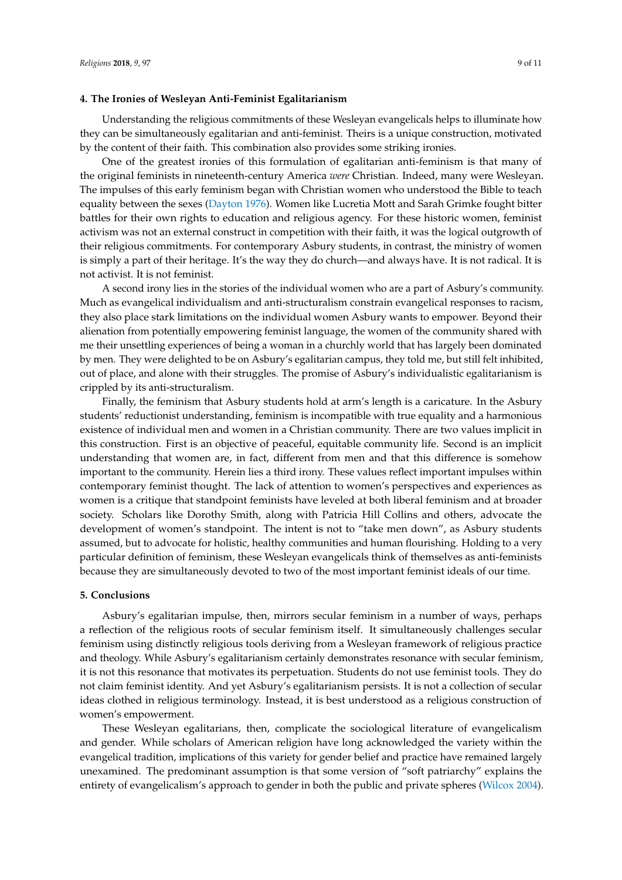## 4. The Ironies of Wesleyan Anti-Feminist Egalitarianism

Understanding the religious commitments of these Wesleyan evangelicals helps to illuminate how they can be simultaneously egalitarian and anti-feminist. Theirs is a unique construction, motivated by the content of their faith. This combination also provides some striking ironies.

One of the greatest ironies of this formulation of egalitarian anti-feminism is that many of the original feminists in nineteenth-century America *were* Christian. Indeed, many were Wesleyan. The impulses of this early feminism began with Christian women who understood the Bible to teach equality between the sexes (Dayton 1976). Women like Lucretia Mott and Sarah Grimke fought bitter battles for their own rights to education and religious agency. For these historic women, feminist activism was not an external construct in competition with their faith, it was the logical outgrowth of their religious commitments. For contemporary Asbury students, in contrast, the ministry of women is simply a part of their heritage. It's the way they do church—and always have. It is not radical. It is not activist. It is not feminist.

A second irony lies in the stories of the individual women who are a part of Asbury's community. Much as evangelical individualism and anti-structuralism constrain evangelical responses to racism, they also place stark limitations on the individual women Asbury wants to empower. Beyond their alienation from potentially empowering feminist language, the women of the community shared with me their unsettling experiences of being a woman in a churchly world that has largely been dominated by men. They were delighted to be on Asbury's egalitarian campus, they told me, but still felt inhibited, out of place, and alone with their struggles. The promise of Asbury's individualistic egalitarianism is crippled by its anti-structuralism.

Finally, the feminism that Asbury students hold at arm's length is a caricature. In the Asbury students' reductionist understanding, feminism is incompatible with true equality and a harmonious existence of individual men and women in a Christian community. There are two values implicit in this construction. First is an objective of peaceful, equitable community life. Second is an implicit understanding that women are, in fact, different from men and that this difference is somehow important to the community. Herein lies a third irony. These values reflect important impulses within contemporary feminist thought. The lack of attention to women's perspectives and experiences as women is a critique that standpoint feminists have leveled at both liberal feminism and at broader society. Scholars like Dorothy Smith, along with Patricia Hill Collins and others, advocate the development of women's standpoint. The intent is not to "take men down", as Asbury students assumed, but to advocate for holistic, healthy communities and human flourishing. Holding to a very particular definition of feminism, these Wesleyan evangelicals think of themselves as anti-feminists because they are simultaneously devoted to two of the most important feminist ideals of our time.

## 5. Conclusions

Asbury's egalitarian impulse, then, mirrors secular feminism in a number of ways, perhaps a reflection of the religious roots of secular feminism itself. It simultaneously challenges secular feminism using distinctly religious tools deriving from a Wesleyan framework of religious practice and theology. While Asbury's egalitarianism certainly demonstrates resonance with secular feminism, it is not this resonance that motivates its perpetuation. Students do not use feminist tools. They do not claim feminist identity. And yet Asbury's egalitarianism persists. It is not a collection of secular ideas clothed in religious terminology. Instead, it is best understood as a religious construction of women's empowerment.

These Wesleyan egalitarians, then, complicate the sociological literature of evangelicalism and gender. While scholars of American religion have long acknowledged the variety within the evangelical tradition, implications of this variety for gender belief and practice have remained largely unexamined. The predominant assumption is that some version of "soft patriarchy" explains the entirety of evangelicalism's approach to gender in both the public and private spheres (Wilcox 2004).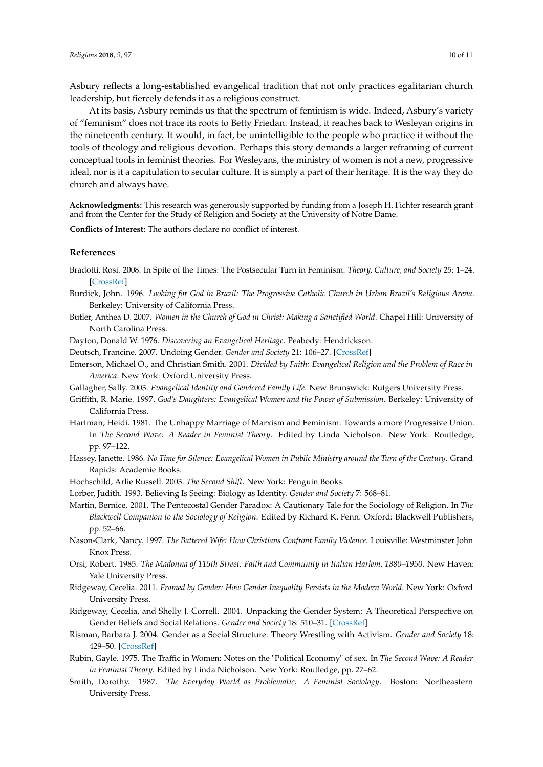Asbury reflects a long-established evangelical tradition that not only practices egalitarian church leadership, but fiercely defends it as a religious construct.

At its basis, Asbury reminds us that the spectrum of feminism is wide. Indeed, Asbury's variety of "feminism" does not trace its roots to Betty Friedan. Instead, it reaches back to Wesleyan origins in the nineteenth century. It would, in fact, be unintelligible to the people who practice it without the tools of theology and religious devotion. Perhaps this story demands a larger reframing of current conceptual tools in feminist theories. For Wesleyans, the ministry of women is not a new, progressive ideal, nor is it a capitulation to secular culture. It is simply a part of their heritage. It is the way they do church and always have.

**Acknowledgments:** This research was generously supported by funding from a Joseph H. Fichter research grant and from the Center for the Study of Religion and Society at the University of Notre Dame.

**Conflicts of Interest:** The authors declare no conflict of interest.

## References

Bradotti, Rosi. 2008. In Spite of the Times: The Postsecular Turn in Feminism. *Theory, Culture, and Society* 25: 1–24. [CrossRef]

Burdick, John. 1996. *Looking for God in Brazil: The Progressive Catholic Church in Urban Brazil's Religious Arena*. Berkeley: University of California Press.

Butler, Anthea D. 2007. *Women in the Church of God in Christ: Making a Sanctified World*. Chapel Hill: University of North Carolina Press.

Dayton, Donald W. 1976. *Discovering an Evangelical Heritage*. Peabody: Hendrickson.

Deutsch, Francine. 2007. Undoing Gender. *Gender and Society* 21: 106–27. [CrossRef]

Emerson, Michael O., and Christian Smith. 2001. *Divided by Faith: Evangelical Religion and the Problem of Race in America*. New York: Oxford University Press.

Gallagher, Sally. 2003. *Evangelical Identity and Gendered Family Life*. New Brunswick: Rutgers University Press.

Griffith, R. Marie. 1997. *God's Daughters: Evangelical Women and the Power of Submission*. Berkeley: University of California Press.

Hartman, Heidi. 1981. The Unhappy Marriage of Marxism and Feminism: Towards a more Progressive Union. In *The Second Wave: A Reader in Feminist Theory*. Edited by Linda Nicholson. New York: Routledge, pp. 97–122.

Hassey, Janette. 1986. *No Time for Silence: Evangelical Women in Public Ministry around the Turn of the Century*. Grand Rapids: Academie Books.

Hochschild, Arlie Russell. 2003. *The Second Shift*. New York: Penguin Books.

Lorber, Judith. 1993. Believing Is Seeing: Biology as Identity. *Gender and Society* 7: 568–81.

Martin, Bernice. 2001. The Pentecostal Gender Paradox: A Cautionary Tale for the Sociology of Religion. In *The Blackwell Companion to the Sociology of Religion*. Edited by Richard K. Fenn. Oxford: Blackwell Publishers, pp. 52–66.

Nason-Clark, Nancy. 1997. *The Battered Wife: How Christians Confront Family Violence*. Louisville: Westminster John Knox Press.

Orsi, Robert. 1985. *The Madonna of 115th Street: Faith and Community in Italian Harlem, 1880–1950*. New Haven: Yale University Press.

Ridgeway, Cecelia. 2011. *Framed by Gender: How Gender Inequality Persists in the Modern World*. New York: Oxford University Press.

Ridgeway, Cecelia, and Shelly J. Correll. 2004. Unpacking the Gender System: A Theoretical Perspective on Gender Beliefs and Social Relations. *Gender and Society* 18: 510–31. [CrossRef]

Risman, Barbara J. 2004. Gender as a Social Structure: Theory Wrestling with Activism. *Gender and Society* 18: 429–50. [CrossRef]

Rubin, Gayle. 1975. The Traffic in Women: Notes on the "Political Economy" of sex. In *The Second Wave: A Reader in Feminist Theory*. Edited by Linda Nicholson. New York: Routledge, pp. 27–62.

Smith, Dorothy. 1987. *The Everyday World as Problematic: A Feminist Sociology*. Boston: Northeastern University Press.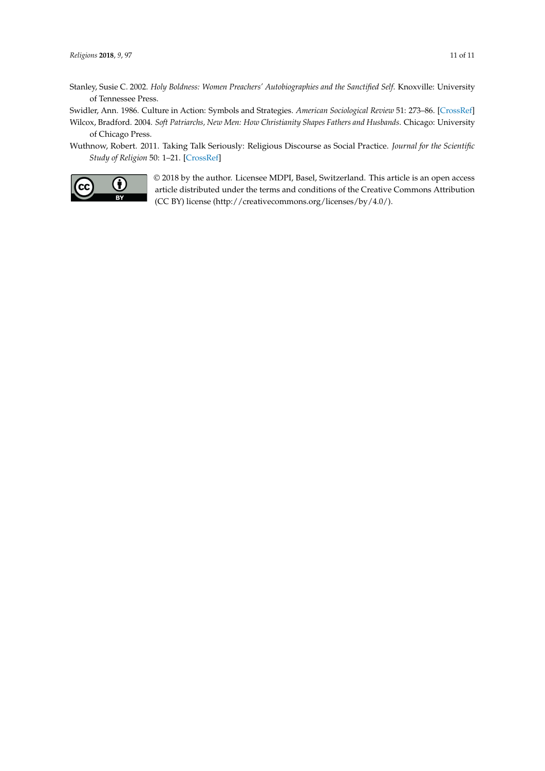Stanley, Susie C. 2002. *Holy Boldness: Women Preachers' Autobiographies and the Sanctified Self*. Knoxville: University of Tennessee Press.

Swidler, Ann. 1986. Culture in Action: Symbols and Strategies. *American Sociological Review* 51: 273–86. [CrossRef]

Wilcox, Bradford. 2004. *Soft Patriarchs, New Men: How Christianity Shapes Fathers and Husbands*. Chicago: University of Chicago Press.

Wuthnow, Robert. 2011. Taking Talk Seriously: Religious Discourse as Social Practice. *Journal for the Scientific Study of Religion* 50: 1–21. [CrossRef]

© 2018 by the author. Licensee MDPI, Basel, Switzerland. This article is an open access article distributed under the terms and conditions of the Creative Commons Attribution (CC BY) license (http://creativecommons.org/licenses/by/4.0/).